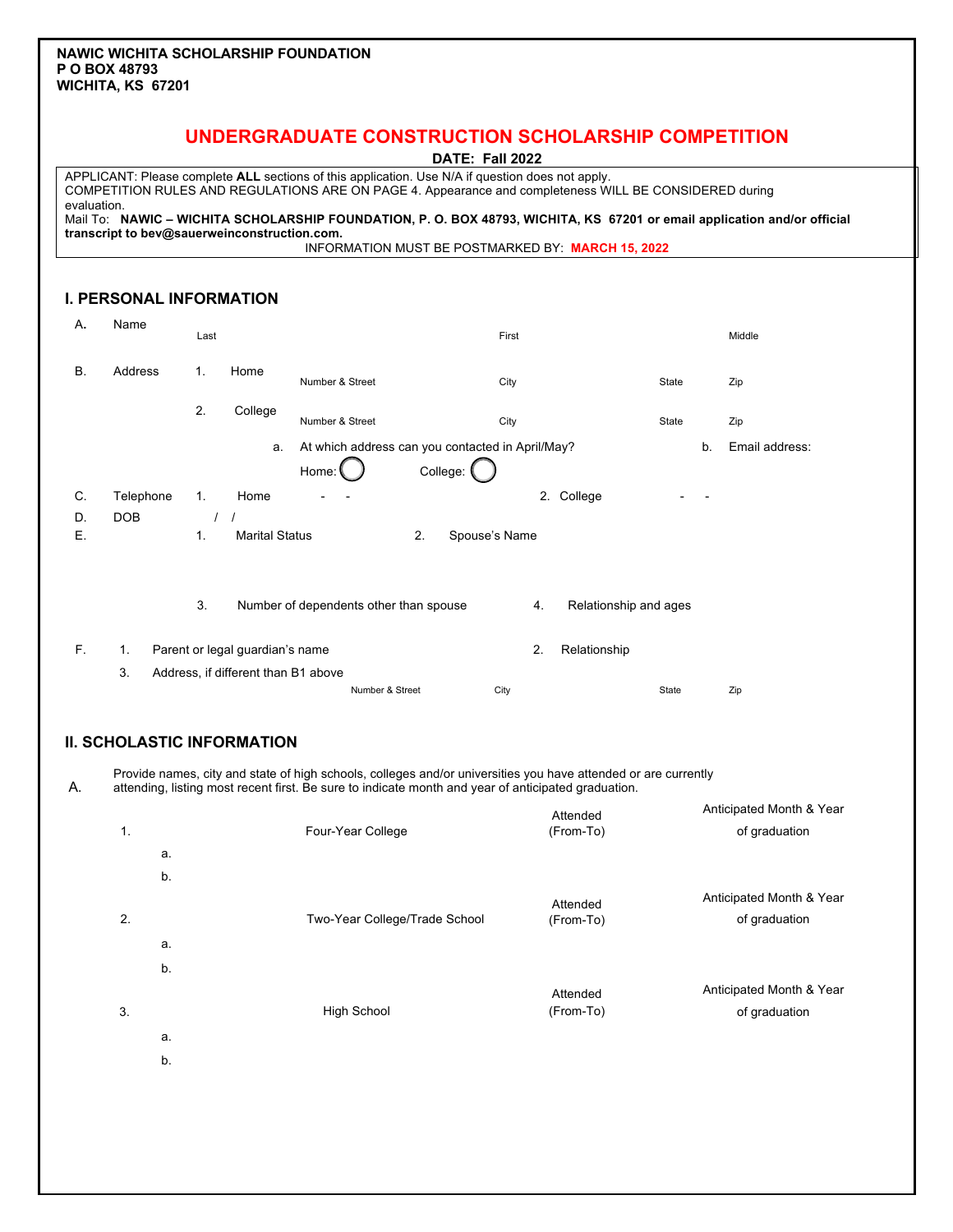**NAWIC WICHITA SCHOLARSHIP FOUNDATION**
**P O BOX 48793**
**WICHITA, KS 67201**

# UNDERGRADUATE CONSTRUCTION SCHOLARSHIP COMPETITION

**DATE: Fall 2022**

APPLICANT: Please complete **ALL** sections of this application. Use N/A if question does not apply.
COMPETITION RULES AND REGULATIONS ARE ON PAGE 4. Appearance and completeness WILL BE CONSIDERED during evaluation.
Mail To: **NAWIC – WICHITA SCHOLARSHIP FOUNDATION, P. O. BOX 48793, WICHITA, KS 67201 or email application and/or official transcript to bev@sauerweinconstruction.com.**
INFORMATION MUST BE POSTMARKED BY: **MARCH 15, 2022**

## I. PERSONAL INFORMATION

A. Name — Last / First / Middle

B. Address
1. Home — Number & Street / City / State / Zip
2. College — Number & Street / City / State / Zip
   a. At which address can you contacted in April/May? Home: ◯ College: ◯
   b. Email address:

C. Telephone 1. Home - - 2. College - -

D. DOB / /

E. 1. Marital Status 2. Spouse's Name

3. Number of dependents other than spouse 4. Relationship and ages

F. 1. Parent or legal guardian's name 2. Relationship
3. Address, if different than B1 above — Number & Street / City / State / Zip

## II. SCHOLASTIC INFORMATION

A. Provide names, city and state of high schools, colleges and/or universities you have attended or are currently attending, listing most recent first. Be sure to indicate month and year of anticipated graduation.

| | Four-Year College | Attended (From-To) | Anticipated Month & Year of graduation |
|---|---|---|---|
| 1. a. | | | |
| b. | | | |

| | Two-Year College/Trade School | Attended (From-To) | Anticipated Month & Year of graduation |
|---|---|---|---|
| 2. a. | | | |
| b. | | | |

| | High School | Attended (From-To) | Anticipated Month & Year of graduation |
|---|---|---|---|
| 3. a. | | | |
| b. | | | |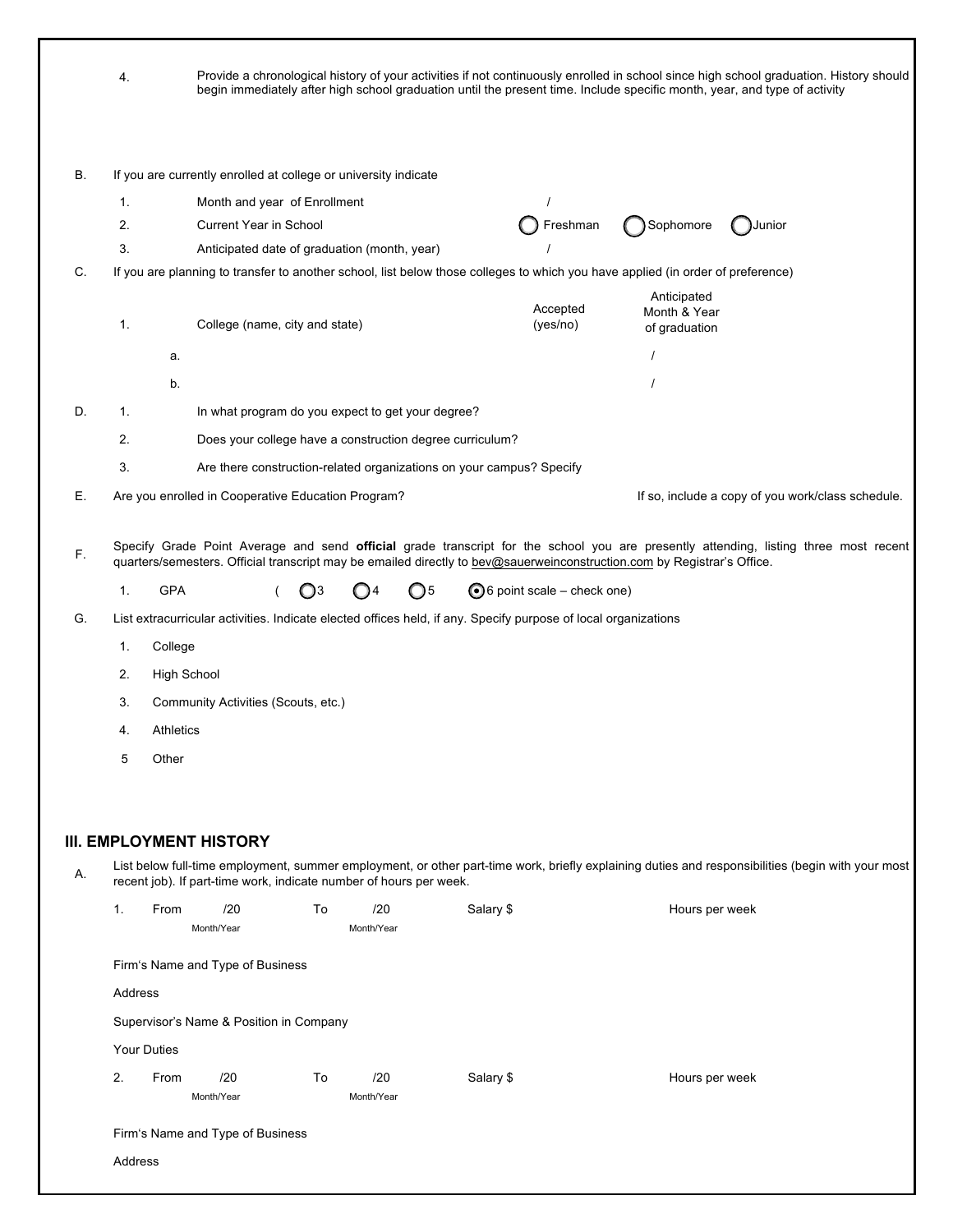4. Provide a chronological history of your activities if not continuously enrolled in school since high school graduation. History should begin immediately after high school graduation until the present time. Include specific month, year, and type of activity

B. If you are currently enrolled at college or university indicate

1. Month and year of Enrollment /
2. Current Year in School ◯ Freshman ◯ Sophomore ◯ Junior
3. Anticipated date of graduation (month, year) /

C. If you are planning to transfer to another school, list below those colleges to which you have applied (in order of preference)

| 1. College (name, city and state) | Accepted (yes/no) | Anticipated Month & Year of graduation |
|---|---|---|
| a. | | / |
| b. | | / |

D.
1. In what program do you expect to get your degree?
2. Does your college have a construction degree curriculum?
3. Are there construction-related organizations on your campus? Specify

E. Are you enrolled in Cooperative Education Program? If so, include a copy of you work/class schedule.

F. Specify Grade Point Average and send **official** grade transcript for the school you are presently attending, listing three most recent quarters/semesters. Official transcript may be emailed directly to bev@sauerweinconstruction.com by Registrar's Office.

1. GPA ( ◯3 ◯4 ◯5 ◉6 point scale – check one)

G. List extracurricular activities. Indicate elected offices held, if any. Specify purpose of local organizations

1. College
2. High School
3. Community Activities (Scouts, etc.)
4. Athletics
5. Other

## III. EMPLOYMENT HISTORY

A. List below full-time employment, summer employment, or other part-time work, briefly explaining duties and responsibilities (begin with your most recent job). If part-time work, indicate number of hours per week.

1. From /20 (Month/Year) To /20 (Month/Year) Salary $ Hours per week

Firm's Name and Type of Business

Address

Supervisor's Name & Position in Company

Your Duties

2. From /20 (Month/Year) To /20 (Month/Year) Salary $ Hours per week

Firm's Name and Type of Business

Address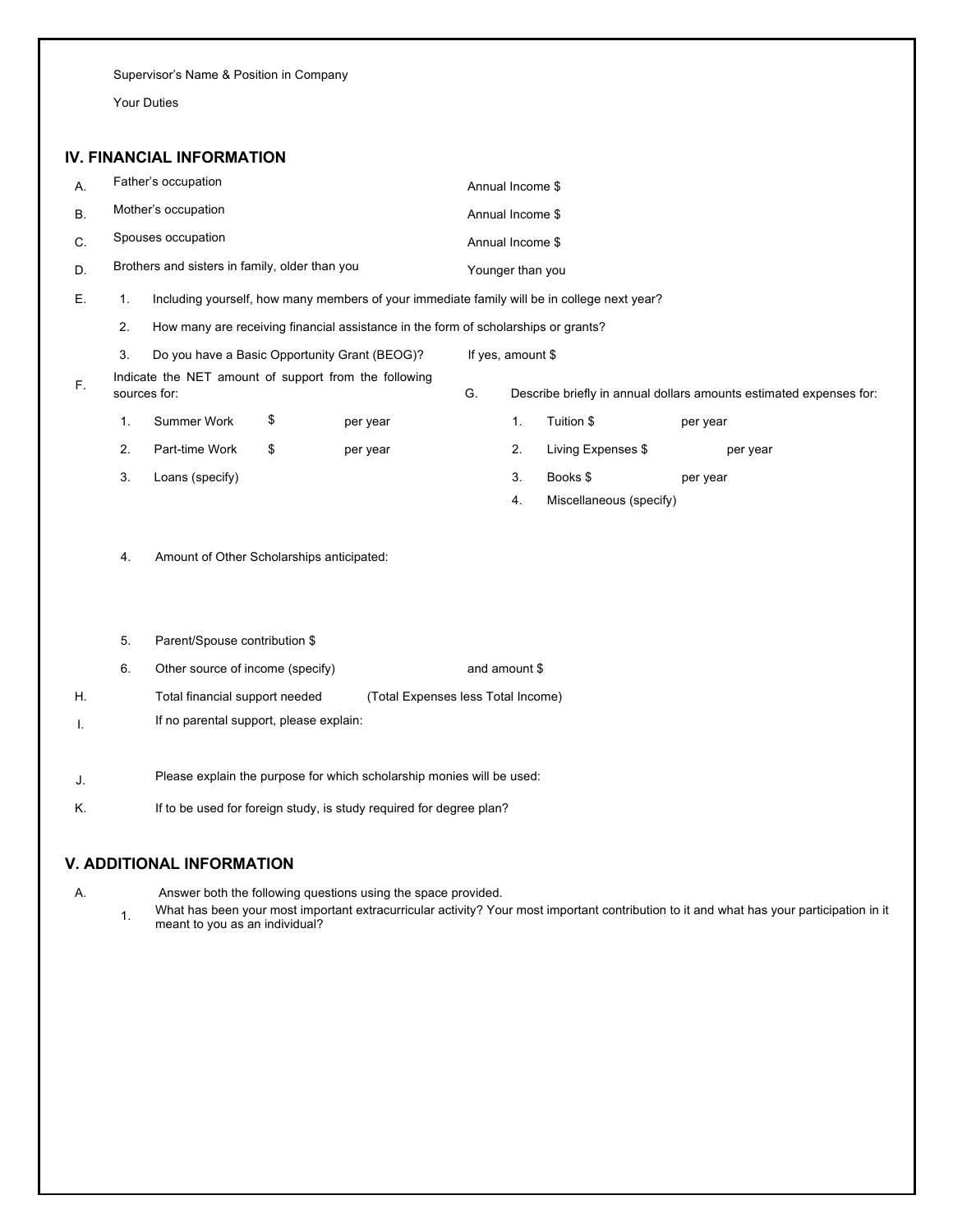Supervisor's Name & Position in Company

Your Duties

## IV. FINANCIAL INFORMATION

A. Father's occupation Annual Income $

B. Mother's occupation Annual Income $

C. Spouses occupation Annual Income $

D. Brothers and sisters in family, older than you Younger than you

E.
1. Including yourself, how many members of your immediate family will be in college next year?
2. How many are receiving financial assistance in the form of scholarships or grants?
3. Do you have a Basic Opportunity Grant (BEOG)? If yes, amount $

F. Indicate the NET amount of support from the following sources for:
1. Summer Work $ per year
2. Part-time Work $ per year
3. Loans (specify)
4. Amount of Other Scholarships anticipated:
5. Parent/Spouse contribution $
6. Other source of income (specify) and amount $

G. Describe briefly in annual dollars amounts estimated expenses for:
1. Tuition $ per year
2. Living Expenses $ per year
3. Books $ per year
4. Miscellaneous (specify)

H. Total financial support needed (Total Expenses less Total Income)

I. If no parental support, please explain:

J. Please explain the purpose for which scholarship monies will be used:

K. If to be used for foreign study, is study required for degree plan?

## V. ADDITIONAL INFORMATION

A. Answer both the following questions using the space provided.
1. What has been your most important extracurricular activity? Your most important contribution to it and what has your participation in it meant to you as an individual?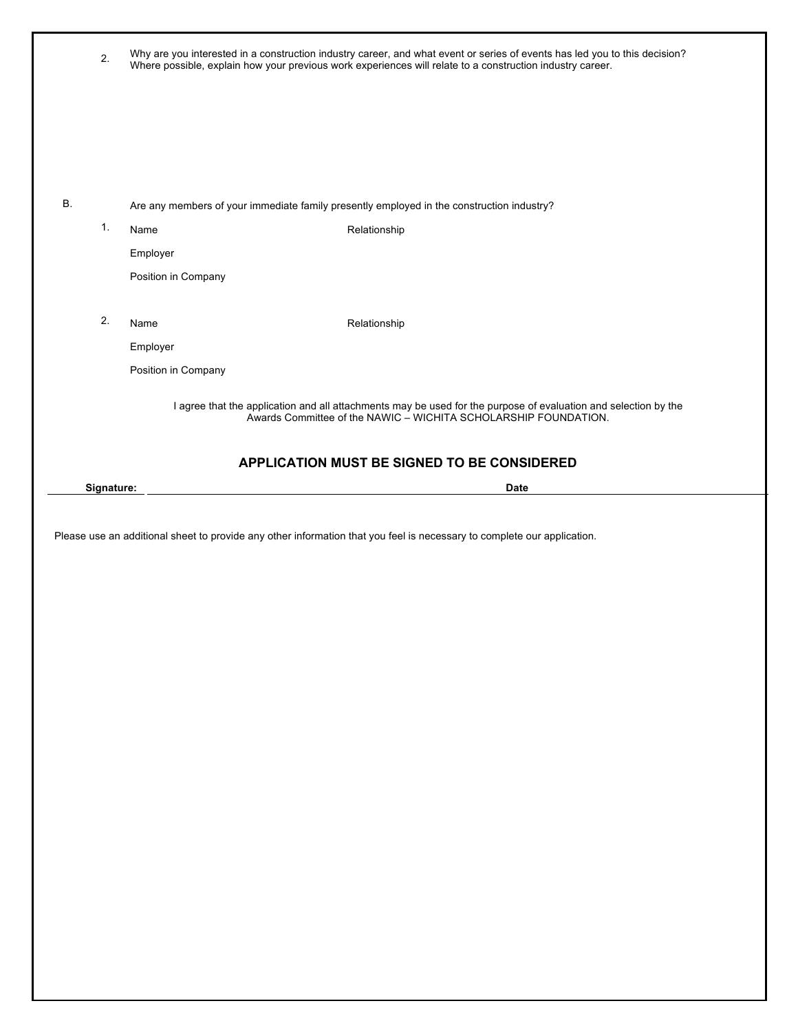2. Why are you interested in a construction industry career, and what event or series of events has led you to this decision? Where possible, explain how your previous work experiences will relate to a construction industry career.

B. Are any members of your immediate family presently employed in the construction industry?

1. Name Relationship

   Employer

   Position in Company

2. Name Relationship

   Employer

   Position in Company

I agree that the application and all attachments may be used for the purpose of evaluation and selection by the Awards Committee of the NAWIC – WICHITA SCHOLARSHIP FOUNDATION.

**APPLICATION MUST BE SIGNED TO BE CONSIDERED**

**Signature:** \_\_\_\_\_\_\_\_\_\_\_\_\_\_\_\_\_\_\_\_ **Date** \_\_\_\_\_\_\_\_\_\_

Please use an additional sheet to provide any other information that you feel is necessary to complete our application.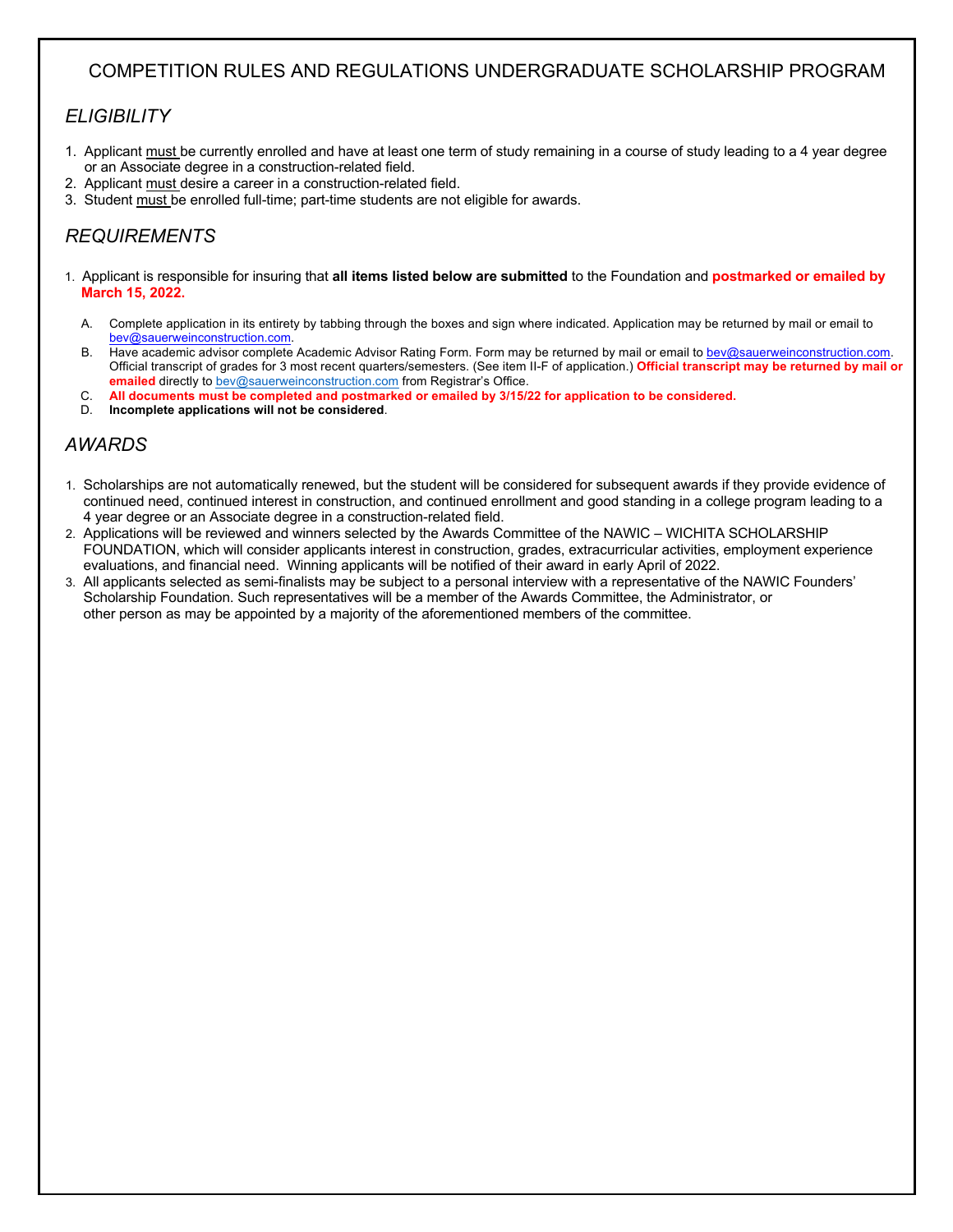# COMPETITION RULES AND REGULATIONS UNDERGRADUATE SCHOLARSHIP PROGRAM

## *ELIGIBILITY*

1. Applicant must be currently enrolled and have at least one term of study remaining in a course of study leading to a 4 year degree or an Associate degree in a construction-related field.
2. Applicant must desire a career in a construction-related field.
3. Student must be enrolled full-time; part-time students are not eligible for awards.

## *REQUIREMENTS*

1. Applicant is responsible for insuring that **all items listed below are submitted** to the Foundation and **postmarked or emailed by March 15, 2022.**

   A. Complete application in its entirety by tabbing through the boxes and sign where indicated. Application may be returned by mail or email to bev@sauerweinconstruction.com.

   B. Have academic advisor complete Academic Advisor Rating Form. Form may be returned by mail or email to bev@sauerweinconstruction.com. Official transcript of grades for 3 most recent quarters/semesters. (See item II-F of application.) **Official transcript may be returned by mail or emailed** directly to bev@sauerweinconstruction.com from Registrar's Office.

   C. **All documents must be completed and postmarked or emailed by 3/15/22 for application to be considered.**

   D. **Incomplete applications will not be considered**.

## *AWARDS*

1. Scholarships are not automatically renewed, but the student will be considered for subsequent awards if they provide evidence of continued need, continued interest in construction, and continued enrollment and good standing in a college program leading to a 4 year degree or an Associate degree in a construction-related field.
2. Applications will be reviewed and winners selected by the Awards Committee of the NAWIC – WICHITA SCHOLARSHIP FOUNDATION, which will consider applicants interest in construction, grades, extracurricular activities, employment experience evaluations, and financial need. Winning applicants will be notified of their award in early April of 2022.
3. All applicants selected as semi-finalists may be subject to a personal interview with a representative of the NAWIC Founders' Scholarship Foundation. Such representatives will be a member of the Awards Committee, the Administrator, or other person as may be appointed by a majority of the aforementioned members of the committee.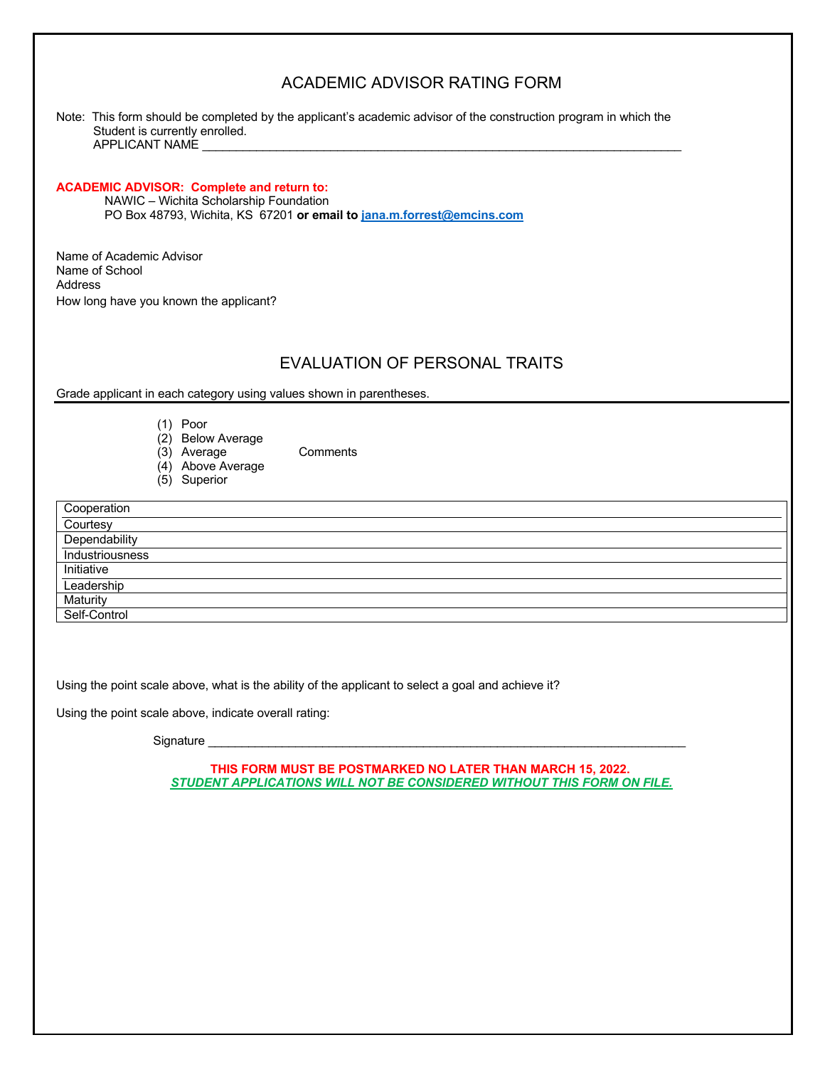# ACADEMIC ADVISOR RATING FORM

Note: This form should be completed by the applicant's academic advisor of the construction program in which the Student is currently enrolled.

APPLICANT NAME ___________________________________________________________________________

**ACADEMIC ADVISOR: Complete and return to:**

NAWIC – Wichita Scholarship Foundation
PO Box 48793, Wichita, KS 67201 **or email to jana.m.forrest@emcins.com**

Name of Academic Advisor
Name of School
Address
How long have you known the applicant?

## EVALUATION OF PERSONAL TRAITS

Grade applicant in each category using values shown in parentheses.

(1) Poor
(2) Below Average
(3) Average
(4) Above Average
(5) Superior

Comments

| | |
|---|---|
| Cooperation | |
| Courtesy | |
| Dependability | |
| Industriousness | |
| Initiative | |
| Leadership | |
| Maturity | |
| Self-Control | |

Using the point scale above, what is the ability of the applicant to select a goal and achieve it?

Using the point scale above, indicate overall rating:

Signature ___________________________________________________________________________

**THIS FORM MUST BE POSTMARKED NO LATER THAN MARCH 15, 2022.**

***STUDENT APPLICATIONS WILL NOT BE CONSIDERED WITHOUT THIS FORM ON FILE.***